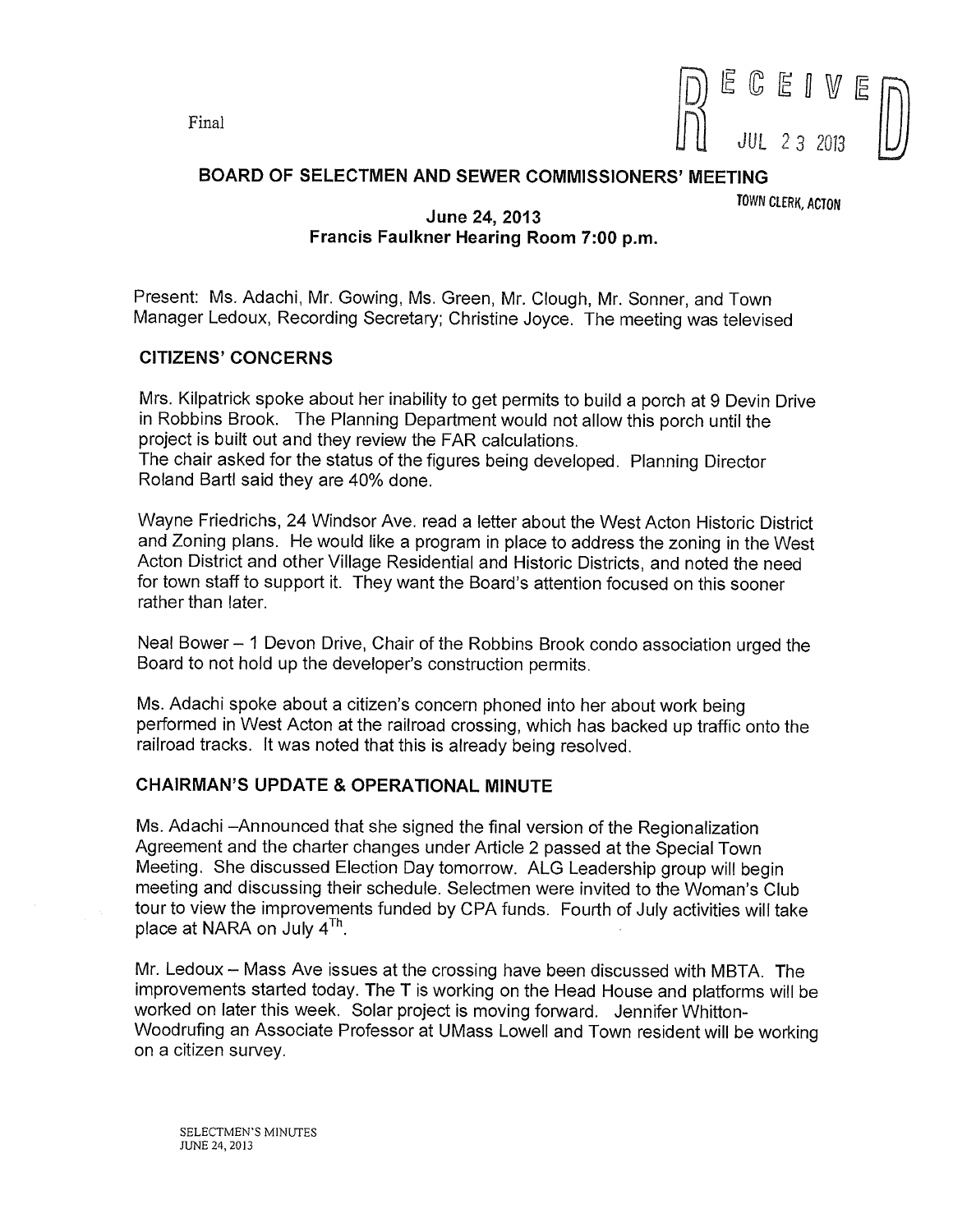Final

RECEIVED
JUL 23 2013
TOWN CLERK, ACTON

# BOARD OF SELECTMEN AND SEWER COMMISSIONERS' MEETING

## June 24, 2013
## Francis Faulkner Hearing Room 7:00 p.m.

Present: Ms. Adachi, Mr. Gowing, Ms. Green, Mr. Clough, Mr. Sonner, and Town Manager Ledoux, Recording Secretary; Christine Joyce. The meeting was televised

### CITIZENS' CONCERNS

Mrs. Kilpatrick spoke about her inability to get permits to build a porch at 9 Devin Drive in Robbins Brook. The Planning Department would not allow this porch until the project is built out and they review the FAR calculations.
The chair asked for the status of the figures being developed. Planning Director Roland Bartl said they are 40% done.

Wayne Friedrichs, 24 Windsor Ave. read a letter about the West Acton Historic District and Zoning plans. He would like a program in place to address the zoning in the West Acton District and other Village Residential and Historic Districts, and noted the need for town staff to support it. They want the Board's attention focused on this sooner rather than later.

Neal Bower – 1 Devon Drive, Chair of the Robbins Brook condo association urged the Board to not hold up the developer's construction permits.

Ms. Adachi spoke about a citizen's concern phoned into her about work being performed in West Acton at the railroad crossing, which has backed up traffic onto the railroad tracks. It was noted that this is already being resolved.

### CHAIRMAN'S UPDATE & OPERATIONAL MINUTE

Ms. Adachi –Announced that she signed the final version of the Regionalization Agreement and the charter changes under Article 2 passed at the Special Town Meeting. She discussed Election Day tomorrow. ALG Leadership group will begin meeting and discussing their schedule. Selectmen were invited to the Woman's Club tour to view the improvements funded by CPA funds. Fourth of July activities will take place at NARA on July 4Th.

Mr. Ledoux – Mass Ave issues at the crossing have been discussed with MBTA. The improvements started today. The T is working on the Head House and platforms will be worked on later this week. Solar project is moving forward. Jennifer Whitton-Woodrufing an Associate Professor at UMass Lowell and Town resident will be working on a citizen survey.

SELECTMEN'S MINUTES
JUNE 24, 2013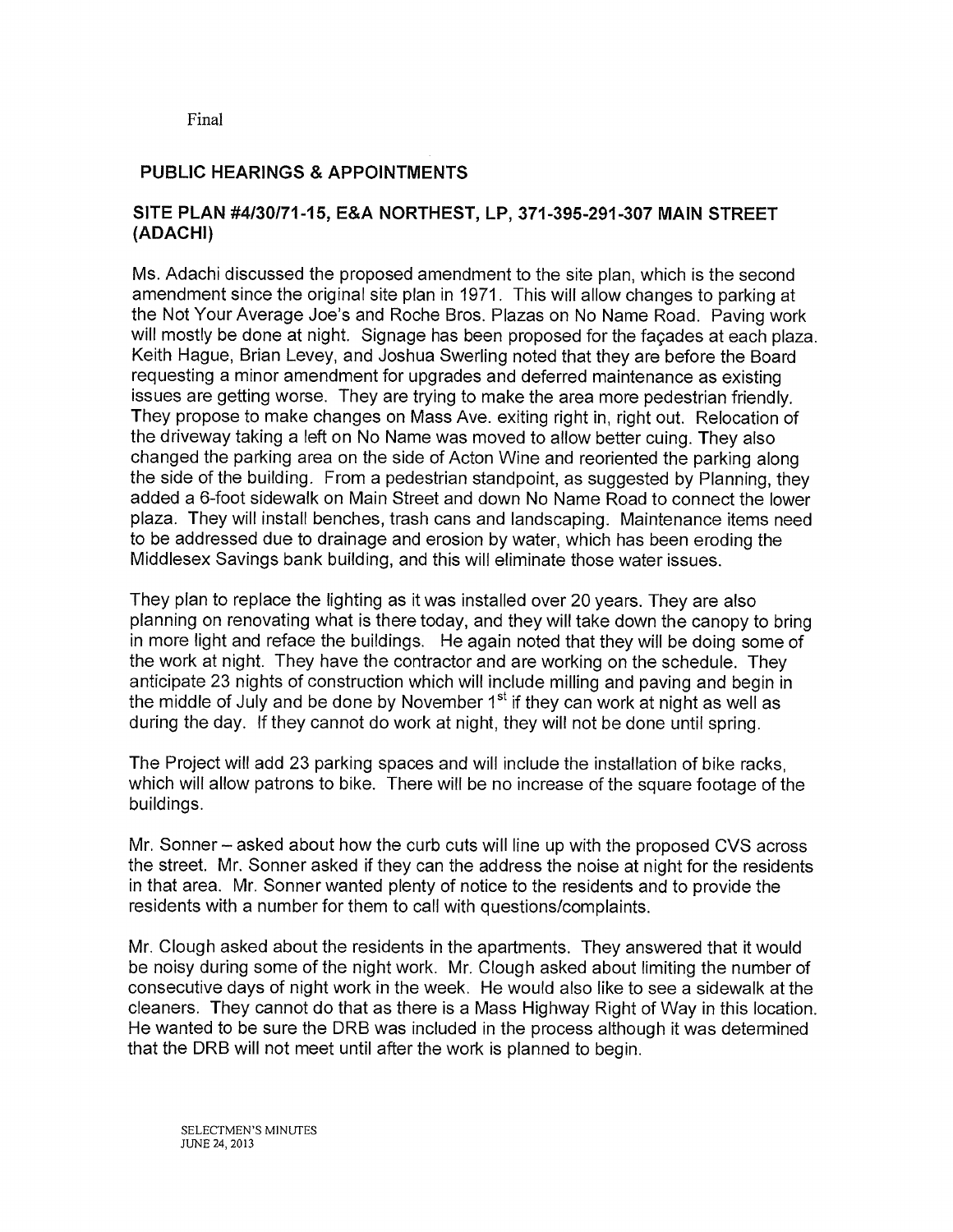Final

## PUBLIC HEARINGS & APPOINTMENTS

### SITE PLAN #4/30/71-15, E&A NORTHEST, LP, 371-395-291-307 MAIN STREET (ADACHI)

Ms. Adachi discussed the proposed amendment to the site plan, which is the second amendment since the original site plan in 1971. This will allow changes to parking at the Not Your Average Joe's and Roche Bros. Plazas on No Name Road. Paving work will mostly be done at night. Signage has been proposed for the façades at each plaza. Keith Hague, Brian Levey, and Joshua Swerling noted that they are before the Board requesting a minor amendment for upgrades and deferred maintenance as existing issues are getting worse. They are trying to make the area more pedestrian friendly. They propose to make changes on Mass Ave. exiting right in, right out. Relocation of the driveway taking a left on No Name was moved to allow better cuing. They also changed the parking area on the side of Acton Wine and reoriented the parking along the side of the building. From a pedestrian standpoint, as suggested by Planning, they added a 6-foot sidewalk on Main Street and down No Name Road to connect the lower plaza. They will install benches, trash cans and landscaping. Maintenance items need to be addressed due to drainage and erosion by water, which has been eroding the Middlesex Savings bank building, and this will eliminate those water issues.

They plan to replace the lighting as it was installed over 20 years. They are also planning on renovating what is there today, and they will take down the canopy to bring in more light and reface the buildings. He again noted that they will be doing some of the work at night. They have the contractor and are working on the schedule. They anticipate 23 nights of construction which will include milling and paving and begin in the middle of July and be done by November 1st if they can work at night as well as during the day. If they cannot do work at night, they will not be done until spring.

The Project will add 23 parking spaces and will include the installation of bike racks, which will allow patrons to bike. There will be no increase of the square footage of the buildings.

Mr. Sonner – asked about how the curb cuts will line up with the proposed CVS across the street. Mr. Sonner asked if they can the address the noise at night for the residents in that area. Mr. Sonner wanted plenty of notice to the residents and to provide the residents with a number for them to call with questions/complaints.

Mr. Clough asked about the residents in the apartments. They answered that it would be noisy during some of the night work. Mr. Clough asked about limiting the number of consecutive days of night work in the week. He would also like to see a sidewalk at the cleaners. They cannot do that as there is a Mass Highway Right of Way in this location. He wanted to be sure the DRB was included in the process although it was determined that the DRB will not meet until after the work is planned to begin.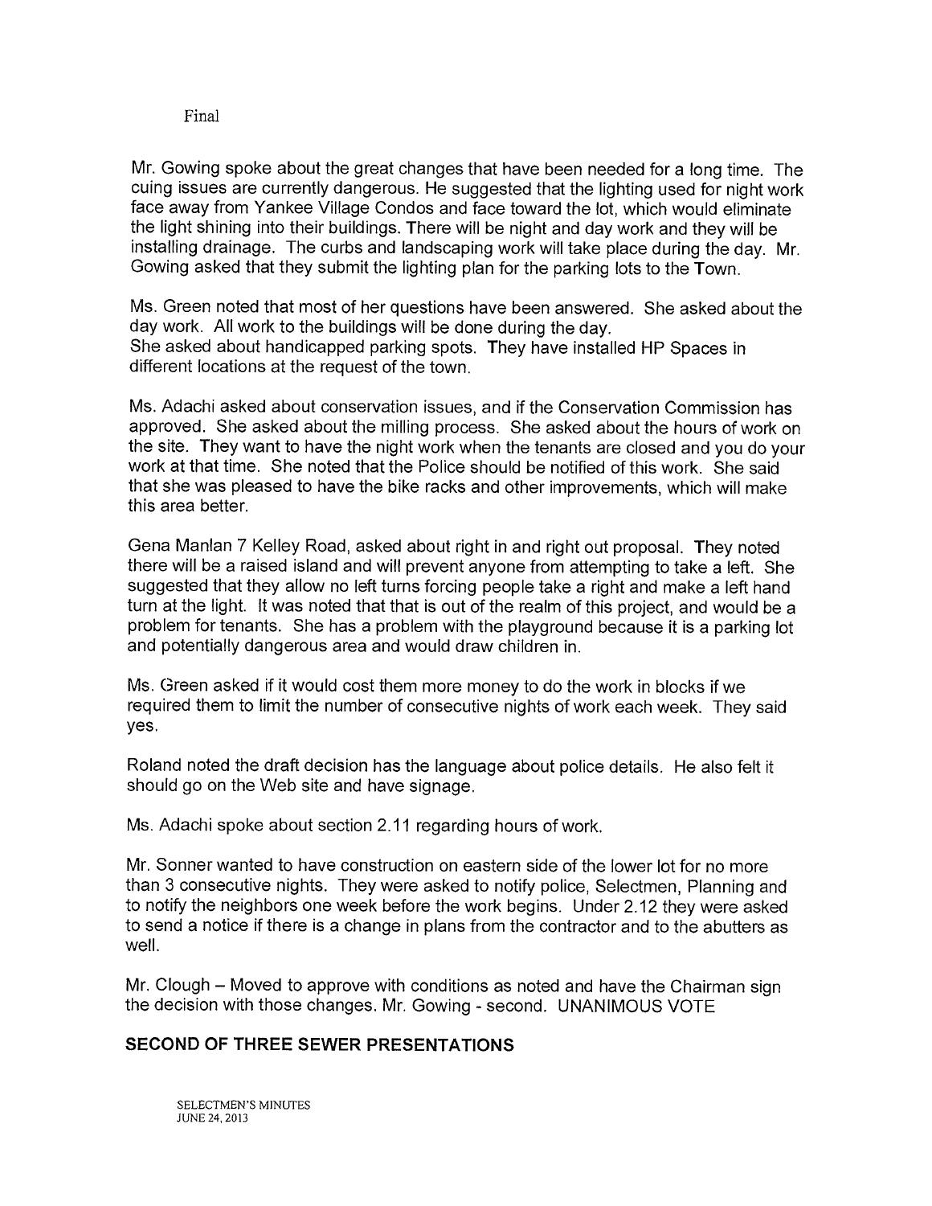Final

Mr. Gowing spoke about the great changes that have been needed for a long time. The cuing issues are currently dangerous. He suggested that the lighting used for night work face away from Yankee Village Condos and face toward the lot, which would eliminate the light shining into their buildings. There will be night and day work and they will be installing drainage. The curbs and landscaping work will take place during the day. Mr. Gowing asked that they submit the lighting plan for the parking lots to the Town.

Ms. Green noted that most of her questions have been answered. She asked about the day work. All work to the buildings will be done during the day.
She asked about handicapped parking spots. They have installed HP Spaces in different locations at the request of the town.

Ms. Adachi asked about conservation issues, and if the Conservation Commission has approved. She asked about the milling process. She asked about the hours of work on the site. They want to have the night work when the tenants are closed and you do your work at that time. She noted that the Police should be notified of this work. She said that she was pleased to have the bike racks and other improvements, which will make this area better.

Gena Manlan 7 Kelley Road, asked about right in and right out proposal. They noted there will be a raised island and will prevent anyone from attempting to take a left. She suggested that they allow no left turns forcing people take a right and make a left hand turn at the light. It was noted that that is out of the realm of this project, and would be a problem for tenants. She has a problem with the playground because it is a parking lot and potentially dangerous area and would draw children in.

Ms. Green asked if it would cost them more money to do the work in blocks if we required them to limit the number of consecutive nights of work each week. They said yes.

Roland noted the draft decision has the language about police details. He also felt it should go on the Web site and have signage.

Ms. Adachi spoke about section 2.11 regarding hours of work.

Mr. Sonner wanted to have construction on eastern side of the lower lot for no more than 3 consecutive nights. They were asked to notify police, Selectmen, Planning and to notify the neighbors one week before the work begins. Under 2.12 they were asked to send a notice if there is a change in plans from the contractor and to the abutters as well.

Mr. Clough – Moved to approve with conditions as noted and have the Chairman sign the decision with those changes. Mr. Gowing - second. UNANIMOUS VOTE

## SECOND OF THREE SEWER PRESENTATIONS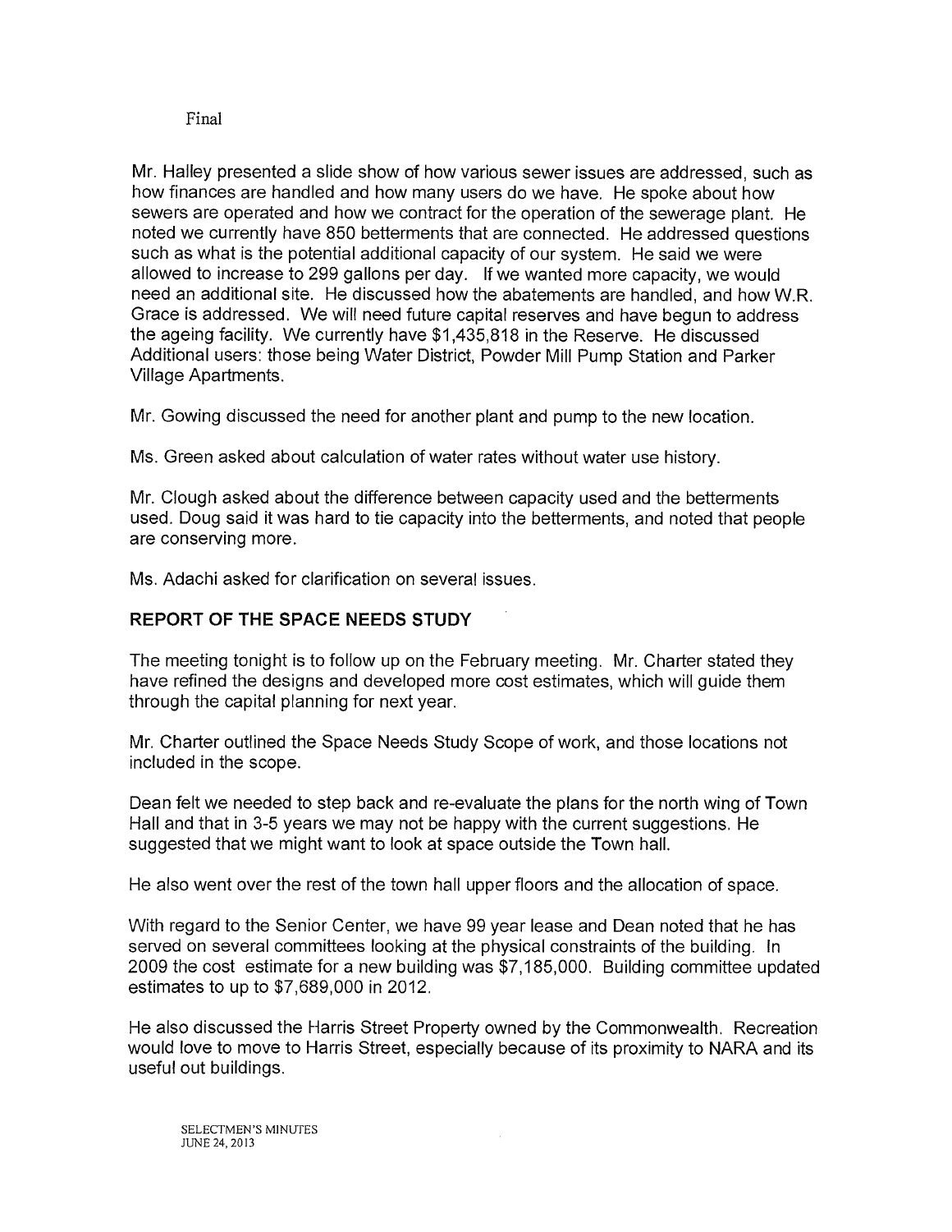Final

Mr. Halley presented a slide show of how various sewer issues are addressed, such as how finances are handled and how many users do we have. He spoke about how sewers are operated and how we contract for the operation of the sewerage plant. He noted we currently have 850 betterments that are connected. He addressed questions such as what is the potential additional capacity of our system. He said we were allowed to increase to 299 gallons per day. If we wanted more capacity, we would need an additional site. He discussed how the abatements are handled, and how W.R. Grace is addressed. We will need future capital reserves and have begun to address the ageing facility. We currently have $1,435,818 in the Reserve. He discussed Additional users: those being Water District, Powder Mill Pump Station and Parker Village Apartments.

Mr. Gowing discussed the need for another plant and pump to the new location.

Ms. Green asked about calculation of water rates without water use history.

Mr. Clough asked about the difference between capacity used and the betterments used. Doug said it was hard to tie capacity into the betterments, and noted that people are conserving more.

Ms. Adachi asked for clarification on several issues.

**REPORT OF THE SPACE NEEDS STUDY**

The meeting tonight is to follow up on the February meeting. Mr. Charter stated they have refined the designs and developed more cost estimates, which will guide them through the capital planning for next year.

Mr. Charter outlined the Space Needs Study Scope of work, and those locations not included in the scope.

Dean felt we needed to step back and re-evaluate the plans for the north wing of Town Hall and that in 3-5 years we may not be happy with the current suggestions. He suggested that we might want to look at space outside the Town hall.

He also went over the rest of the town hall upper floors and the allocation of space.

With regard to the Senior Center, we have 99 year lease and Dean noted that he has served on several committees looking at the physical constraints of the building. In 2009 the cost estimate for a new building was $7,185,000. Building committee updated estimates to up to $7,689,000 in 2012.

He also discussed the Harris Street Property owned by the Commonwealth. Recreation would love to move to Harris Street, especially because of its proximity to NARA and its useful out buildings.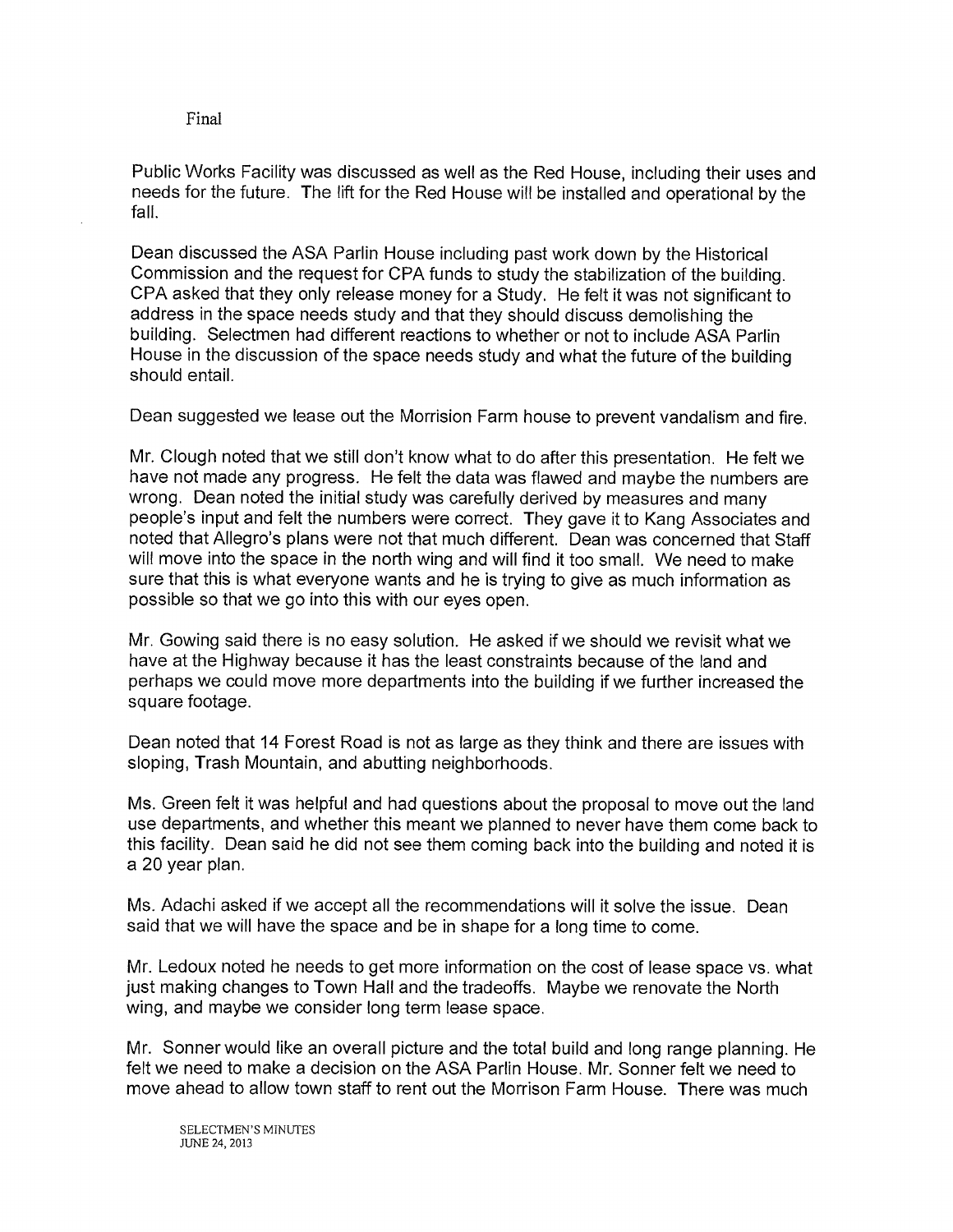Final

Public Works Facility was discussed as well as the Red House, including their uses and needs for the future. The lift for the Red House will be installed and operational by the fall.

Dean discussed the ASA Parlin House including past work down by the Historical Commission and the request for CPA funds to study the stabilization of the building. CPA asked that they only release money for a Study. He felt it was not significant to address in the space needs study and that they should discuss demolishing the building. Selectmen had different reactions to whether or not to include ASA Parlin House in the discussion of the space needs study and what the future of the building should entail.

Dean suggested we lease out the Morrision Farm house to prevent vandalism and fire.

Mr. Clough noted that we still don't know what to do after this presentation. He felt we have not made any progress. He felt the data was flawed and maybe the numbers are wrong. Dean noted the initial study was carefully derived by measures and many people's input and felt the numbers were correct. They gave it to Kang Associates and noted that Allegro's plans were not that much different. Dean was concerned that Staff will move into the space in the north wing and will find it too small. We need to make sure that this is what everyone wants and he is trying to give as much information as possible so that we go into this with our eyes open.

Mr. Gowing said there is no easy solution. He asked if we should we revisit what we have at the Highway because it has the least constraints because of the land and perhaps we could move more departments into the building if we further increased the square footage.

Dean noted that 14 Forest Road is not as large as they think and there are issues with sloping, Trash Mountain, and abutting neighborhoods.

Ms. Green felt it was helpful and had questions about the proposal to move out the land use departments, and whether this meant we planned to never have them come back to this facility. Dean said he did not see them coming back into the building and noted it is a 20 year plan.

Ms. Adachi asked if we accept all the recommendations will it solve the issue. Dean said that we will have the space and be in shape for a long time to come.

Mr. Ledoux noted he needs to get more information on the cost of lease space vs. what just making changes to Town Hall and the tradeoffs. Maybe we renovate the North wing, and maybe we consider long term lease space.

Mr. Sonner would like an overall picture and the total build and long range planning. He felt we need to make a decision on the ASA Parlin House. Mr. Sonner felt we need to move ahead to allow town staff to rent out the Morrison Farm House. There was much

SELECTMEN'S MINUTES
JUNE 24, 2013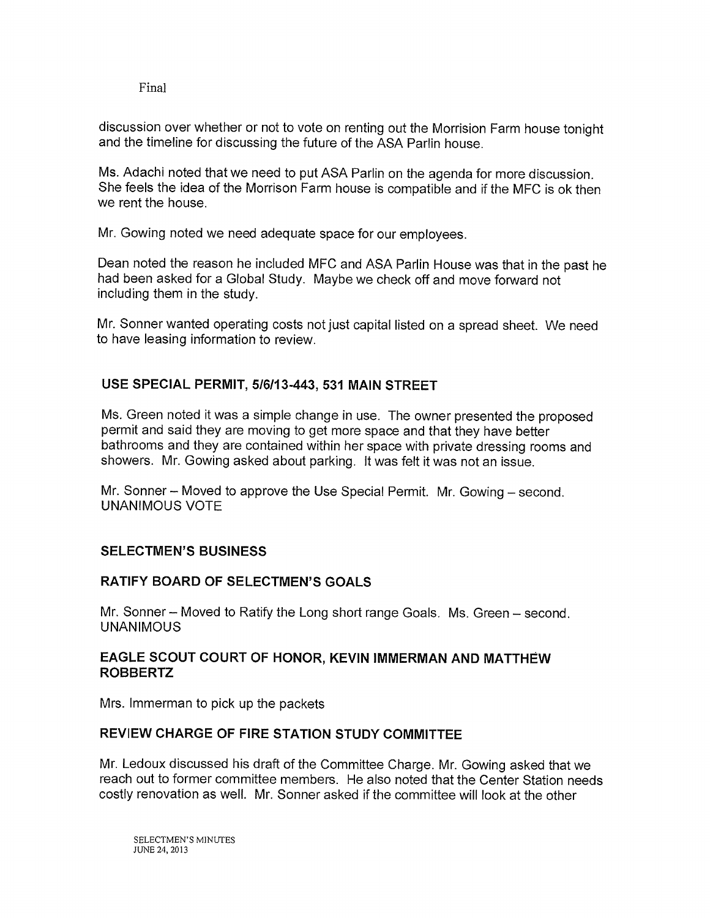Final

discussion over whether or not to vote on renting out the Morrision Farm house tonight and the timeline for discussing the future of the ASA Parlin house.

Ms. Adachi noted that we need to put ASA Parlin on the agenda for more discussion. She feels the idea of the Morrison Farm house is compatible and if the MFC is ok then we rent the house.

Mr. Gowing noted we need adequate space for our employees.

Dean noted the reason he included MFC and ASA Parlin House was that in the past he had been asked for a Global Study. Maybe we check off and move forward not including them in the study.

Mr. Sonner wanted operating costs not just capital listed on a spread sheet. We need to have leasing information to review.

## USE SPECIAL PERMIT, 5/6/13-443, 531 MAIN STREET

Ms. Green noted it was a simple change in use. The owner presented the proposed permit and said they are moving to get more space and that they have better bathrooms and they are contained within her space with private dressing rooms and showers. Mr. Gowing asked about parking. It was felt it was not an issue.

Mr. Sonner – Moved to approve the Use Special Permit. Mr. Gowing – second. UNANIMOUS VOTE

## SELECTMEN'S BUSINESS

## RATIFY BOARD OF SELECTMEN'S GOALS

Mr. Sonner – Moved to Ratify the Long short range Goals. Ms. Green – second. UNANIMOUS

## EAGLE SCOUT COURT OF HONOR, KEVIN IMMERMAN AND MATTHEW ROBBERTZ

Mrs. Immerman to pick up the packets

## REVIEW CHARGE OF FIRE STATION STUDY COMMITTEE

Mr. Ledoux discussed his draft of the Committee Charge. Mr. Gowing asked that we reach out to former committee members. He also noted that the Center Station needs costly renovation as well. Mr. Sonner asked if the committee will look at the other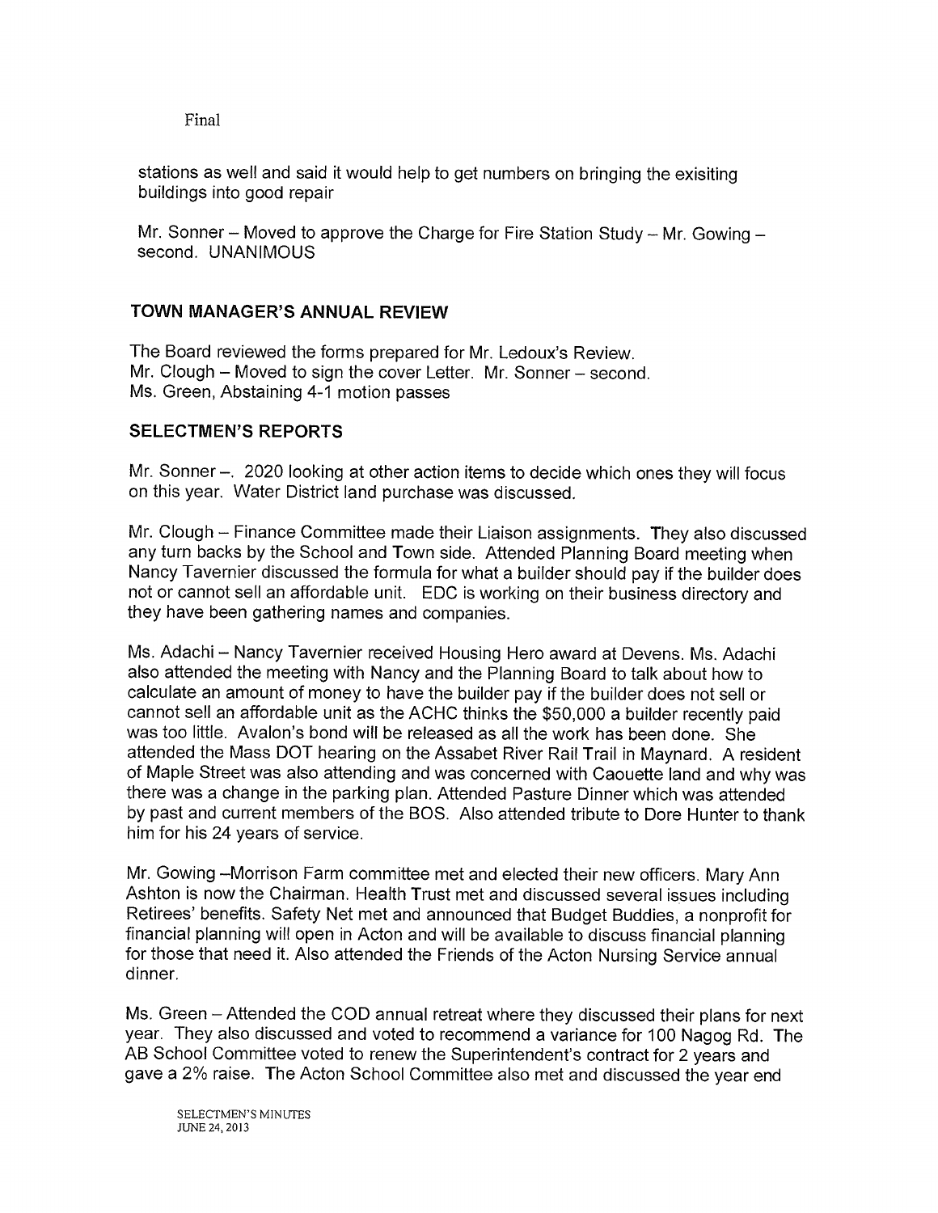Final

stations as well and said it would help to get numbers on bringing the exisiting buildings into good repair

Mr. Sonner – Moved to approve the Charge for Fire Station Study – Mr. Gowing – second. UNANIMOUS

## TOWN MANAGER'S ANNUAL REVIEW

The Board reviewed the forms prepared for Mr. Ledoux's Review.
Mr. Clough – Moved to sign the cover Letter. Mr. Sonner – second.
Ms. Green, Abstaining 4-1 motion passes

## SELECTMEN'S REPORTS

Mr. Sonner –. 2020 looking at other action items to decide which ones they will focus on this year. Water District land purchase was discussed.

Mr. Clough – Finance Committee made their Liaison assignments. They also discussed any turn backs by the School and Town side. Attended Planning Board meeting when Nancy Tavernier discussed the formula for what a builder should pay if the builder does not or cannot sell an affordable unit. EDC is working on their business directory and they have been gathering names and companies.

Ms. Adachi – Nancy Tavernier received Housing Hero award at Devens. Ms. Adachi also attended the meeting with Nancy and the Planning Board to talk about how to calculate an amount of money to have the builder pay if the builder does not sell or cannot sell an affordable unit as the ACHC thinks the $50,000 a builder recently paid was too little. Avalon's bond will be released as all the work has been done. She attended the Mass DOT hearing on the Assabet River Rail Trail in Maynard. A resident of Maple Street was also attending and was concerned with Caouette land and why was there was a change in the parking plan. Attended Pasture Dinner which was attended by past and current members of the BOS. Also attended tribute to Dore Hunter to thank him for his 24 years of service.

Mr. Gowing –Morrison Farm committee met and elected their new officers. Mary Ann Ashton is now the Chairman. Health Trust met and discussed several issues including Retirees' benefits. Safety Net met and announced that Budget Buddies, a nonprofit for financial planning will open in Acton and will be available to discuss financial planning for those that need it. Also attended the Friends of the Acton Nursing Service annual dinner.

Ms. Green – Attended the COD annual retreat where they discussed their plans for next year. They also discussed and voted to recommend a variance for 100 Nagog Rd. The AB School Committee voted to renew the Superintendent's contract for 2 years and gave a 2% raise. The Acton School Committee also met and discussed the year end

SELECTMEN'S MINUTES
JUNE 24, 2013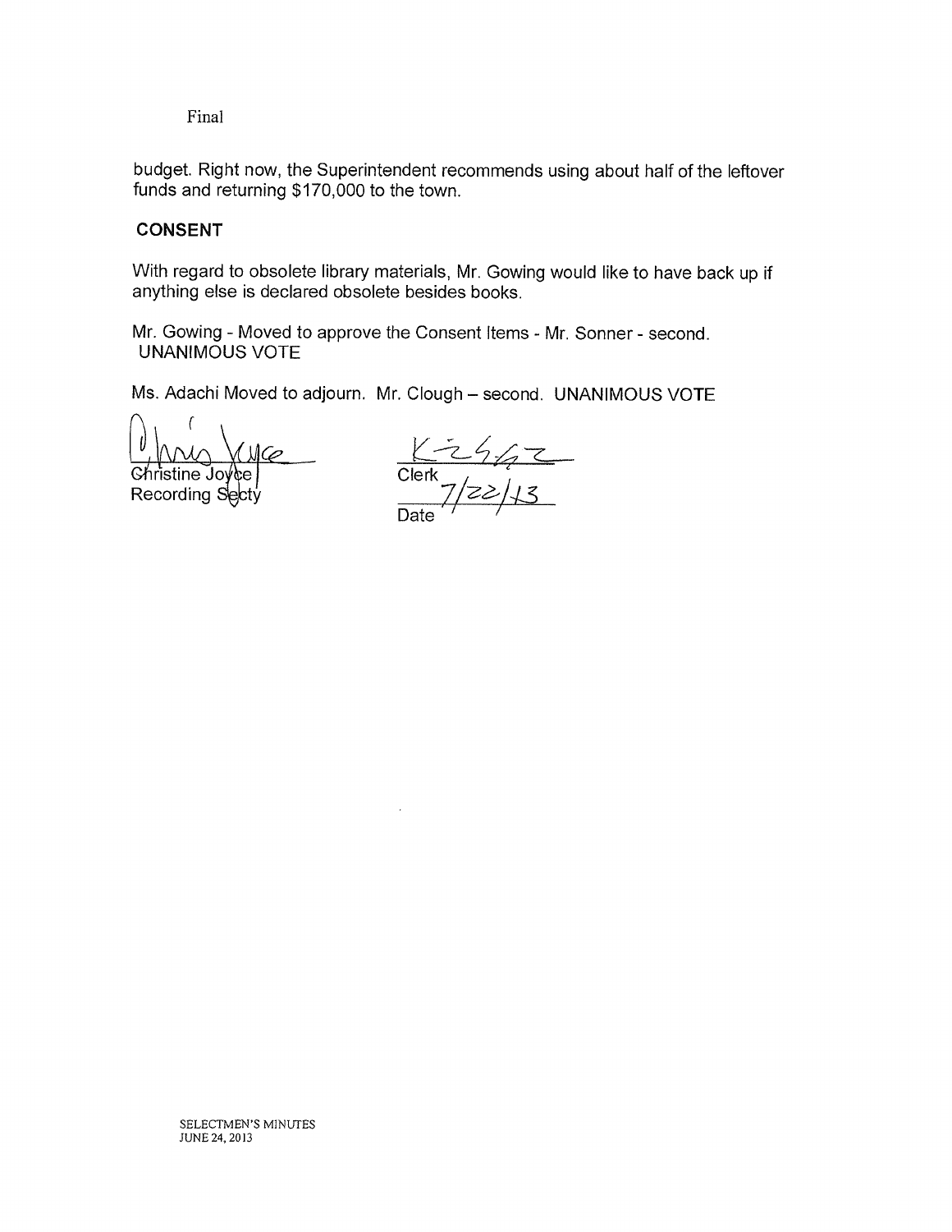Final

budget. Right now, the Superintendent recommends using about half of the leftover funds and returning $170,000 to the town.

**CONSENT**

With regard to obsolete library materials, Mr. Gowing would like to have back up if anything else is declared obsolete besides books.

Mr. Gowing - Moved to approve the Consent Items - Mr. Sonner - second. UNANIMOUS VOTE

Ms. Adachi Moved to adjourn. Mr. Clough – second. UNANIMOUS VOTE

Christine Joyce
Recording Secty

Clerk

7/22/13
Date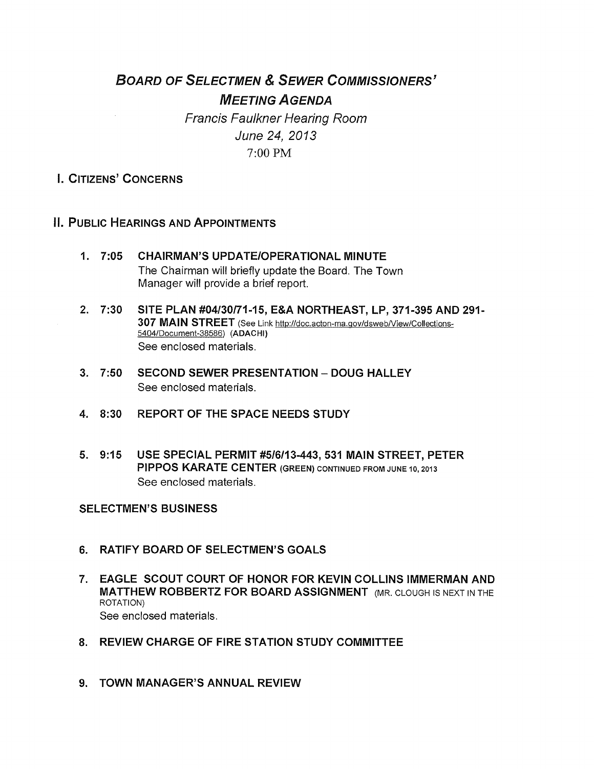# *BOARD OF SELECTMEN & SEWER COMMISSIONERS' MEETING AGENDA*

*Francis Faulkner Hearing Room*

*June 24, 2013*

7:00 PM

## I. CITIZENS' CONCERNS

## II. PUBLIC HEARINGS AND APPOINTMENTS

1. **7:05 CHAIRMAN'S UPDATE/OPERATIONAL MINUTE**
   The Chairman will briefly update the Board. The Town Manager will provide a brief report.

2. **7:30 SITE PLAN #04/30/71-15, E&A NORTHEAST, LP, 371-395 AND 291-307 MAIN STREET** (See Link http://doc.acton-ma.gov/dsweb/View/Collections-5404/Document-38586) **(ADACHI)**
   See enclosed materials.

3. **7:50 SECOND SEWER PRESENTATION – DOUG HALLEY**
   See enclosed materials.

4. **8:30 REPORT OF THE SPACE NEEDS STUDY**

5. **9:15 USE SPECIAL PERMIT #5/6/13-443, 531 MAIN STREET, PETER PIPPOS KARATE CENTER** (GREEN) CONTINUED FROM JUNE 10, 2013
   See enclosed materials.

### SELECTMEN'S BUSINESS

6. **RATIFY BOARD OF SELECTMEN'S GOALS**

7. **EAGLE SCOUT COURT OF HONOR FOR KEVIN COLLINS IMMERMAN AND MATTHEW ROBBERTZ FOR BOARD ASSIGNMENT** (MR. CLOUGH IS NEXT IN THE ROTATION)
   See enclosed materials.

8. **REVIEW CHARGE OF FIRE STATION STUDY COMMITTEE**

9. **TOWN MANAGER'S ANNUAL REVIEW**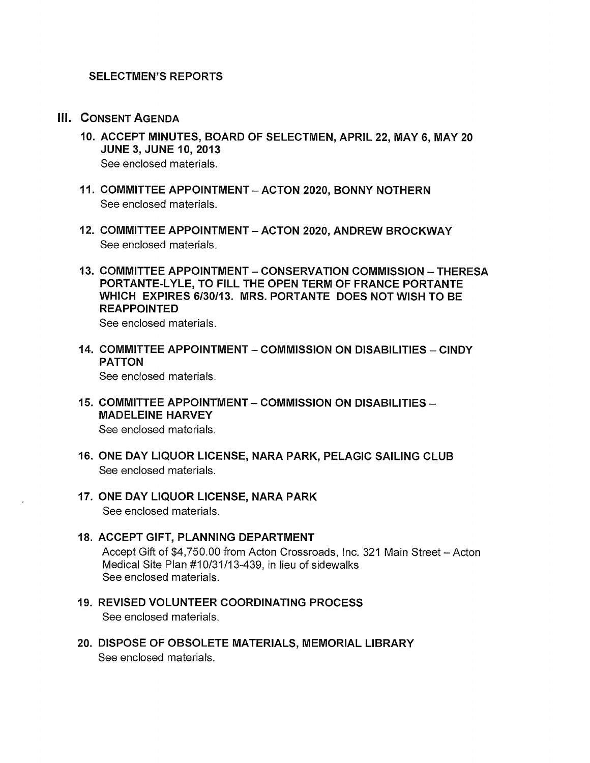**SELECTMEN'S REPORTS**

## III. CONSENT AGENDA

**10. ACCEPT MINUTES, BOARD OF SELECTMEN, APRIL 22, MAY 6, MAY 20 JUNE 3, JUNE 10, 2013**

See enclosed materials.

**11. COMMITTEE APPOINTMENT – ACTON 2020, BONNY NOTHERN**

See enclosed materials.

**12. COMMITTEE APPOINTMENT – ACTON 2020, ANDREW BROCKWAY**

See enclosed materials.

**13. COMMITTEE APPOINTMENT – CONSERVATION COMMISSION – THERESA PORTANTE-LYLE, TO FILL THE OPEN TERM OF FRANCE PORTANTE WHICH EXPIRES 6/30/13. MRS. PORTANTE DOES NOT WISH TO BE REAPPOINTED**

See enclosed materials.

**14. COMMITTEE APPOINTMENT – COMMISSION ON DISABILITIES – CINDY PATTON**

See enclosed materials.

**15. COMMITTEE APPOINTMENT – COMMISSION ON DISABILITIES – MADELEINE HARVEY**

See enclosed materials.

**16. ONE DAY LIQUOR LICENSE, NARA PARK, PELAGIC SAILING CLUB**

See enclosed materials.

**17. ONE DAY LIQUOR LICENSE, NARA PARK**

See enclosed materials.

**18. ACCEPT GIFT, PLANNING DEPARTMENT**

Accept Gift of $4,750.00 from Acton Crossroads, Inc. 321 Main Street – Acton Medical Site Plan #10/31/13-439, in lieu of sidewalks

See enclosed materials.

**19. REVISED VOLUNTEER COORDINATING PROCESS**

See enclosed materials.

**20. DISPOSE OF OBSOLETE MATERIALS, MEMORIAL LIBRARY**

See enclosed materials.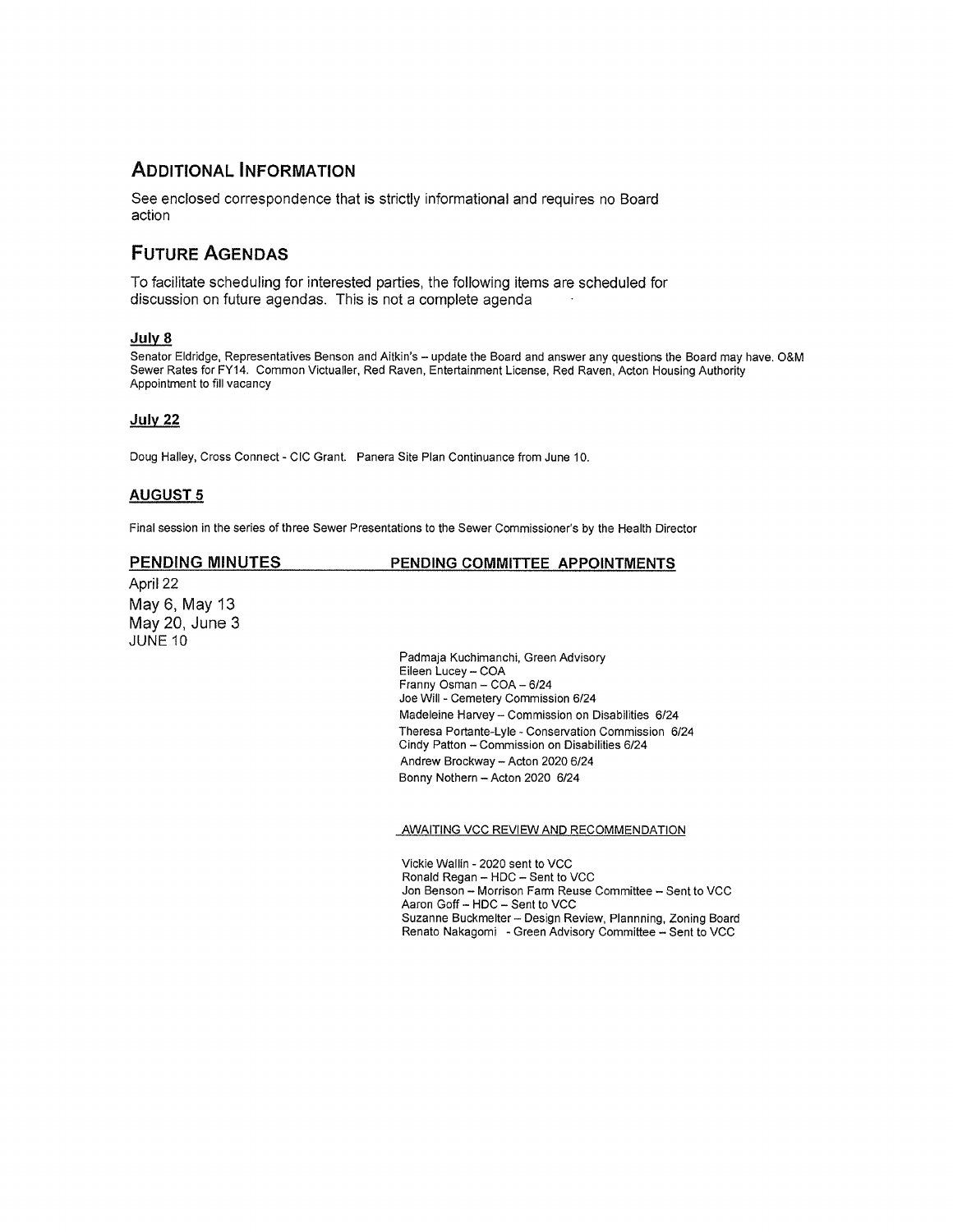## Additional Information

See enclosed correspondence that is strictly informational and requires no Board action

## Future Agendas

To facilitate scheduling for interested parties, the following items are scheduled for discussion on future agendas. This is not a complete agenda

### July 8

Senator Eldridge, Representatives Benson and Aitkin's – update the Board and answer any questions the Board may have. O&M Sewer Rates for FY14. Common Victualler, Red Raven, Entertainment License, Red Raven, Acton Housing Authority Appointment to fill vacancy

### July 22

Doug Halley, Cross Connect - CIC Grant. Panera Site Plan Continuance from June 10.

### AUGUST 5

Final session in the series of three Sewer Presentations to the Sewer Commissioner's by the Health Director

### PENDING MINUTES

April 22
May 6, May 13
May 20, June 3
JUNE 10

### PENDING COMMITTEE APPOINTMENTS

Padmaja Kuchimanchi, Green Advisory
Eileen Lucey – COA
Franny Osman – COA – 6/24
Joe Will - Cemetery Commission 6/24
Madeleine Harvey – Commission on Disabilities 6/24
Theresa Portante-Lyle - Conservation Commission 6/24
Cindy Patton – Commission on Disabilities 6/24
Andrew Brockway – Acton 2020 6/24
Bonny Nothern – Acton 2020 6/24

AWAITING VCC REVIEW AND RECOMMENDATION

Vickie Wallin - 2020 sent to VCC
Ronald Regan – HDC – Sent to VCC
Jon Benson – Morrison Farm Reuse Committee – Sent to VCC
Aaron Goff – HDC – Sent to VCC
Suzanne Buckmelter – Design Review, Plannning, Zoning Board
Renato Nakagomi - Green Advisory Committee – Sent to VCC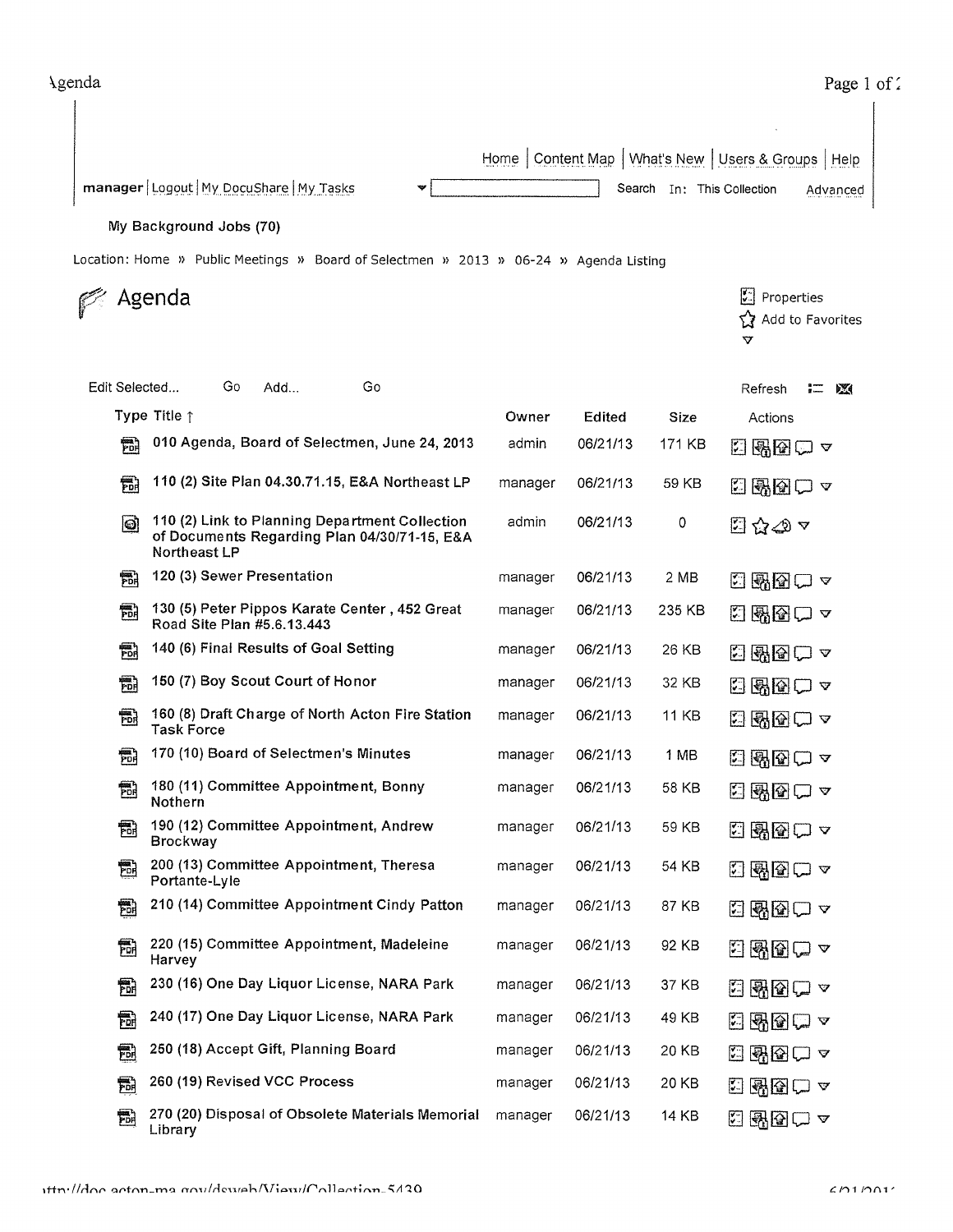Home | Content Map | What's New | Users & Groups | Help

**manager** | Logout | My DocuShare | My Tasks — Search In: This Collection — Advanced

**My Background Jobs (70)**

Location: Home » Public Meetings » Board of Selectmen » 2013 » 06-24 » Agenda Listing

# Agenda

Properties
Add to Favorites

Edit Selected... Go Add... Go — Refresh

| Type | Title ↑ | Owner | Edited | Size |
|---|---|---|---|---|
| PDF | 010 Agenda, Board of Selectmen, June 24, 2013 | admin | 06/21/13 | 171 KB |
| PDF | 110 (2) Site Plan 04.30.71.15, E&A Northeast LP | manager | 06/21/13 | 59 KB |
| Link | 110 (2) Link to Planning Department Collection of Documents Regarding Plan 04/30/71-15, E&A Northeast LP | admin | 06/21/13 | 0 |
| PDF | 120 (3) Sewer Presentation | manager | 06/21/13 | 2 MB |
| PDF | 130 (5) Peter Pippos Karate Center , 452 Great Road Site Plan #5.6.13.443 | manager | 06/21/13 | 235 KB |
| PDF | 140 (6) Final Results of Goal Setting | manager | 06/21/13 | 26 KB |
| PDF | 150 (7) Boy Scout Court of Honor | manager | 06/21/13 | 32 KB |
| PDF | 160 (8) Draft Charge of North Acton Fire Station Task Force | manager | 06/21/13 | 11 KB |
| PDF | 170 (10) Board of Selectmen's Minutes | manager | 06/21/13 | 1 MB |
| PDF | 180 (11) Committee Appointment, Bonny Nothern | manager | 06/21/13 | 58 KB |
| PDF | 190 (12) Committee Appointment, Andrew Brockway | manager | 06/21/13 | 59 KB |
| PDF | 200 (13) Committee Appointment, Theresa Portante-Lyle | manager | 06/21/13 | 54 KB |
| PDF | 210 (14) Committee Appointment Cindy Patton | manager | 06/21/13 | 87 KB |
| PDF | 220 (15) Committee Appointment, Madeleine Harvey | manager | 06/21/13 | 92 KB |
| PDF | 230 (16) One Day Liquor License, NARA Park | manager | 06/21/13 | 37 KB |
| PDF | 240 (17) One Day Liquor License, NARA Park | manager | 06/21/13 | 49 KB |
| PDF | 250 (18) Accept Gift, Planning Board | manager | 06/21/13 | 20 KB |
| PDF | 260 (19) Revised VCC Process | manager | 06/21/13 | 20 KB |
| PDF | 270 (20) Disposal of Obsolete Materials Memorial Library | manager | 06/21/13 | 14 KB |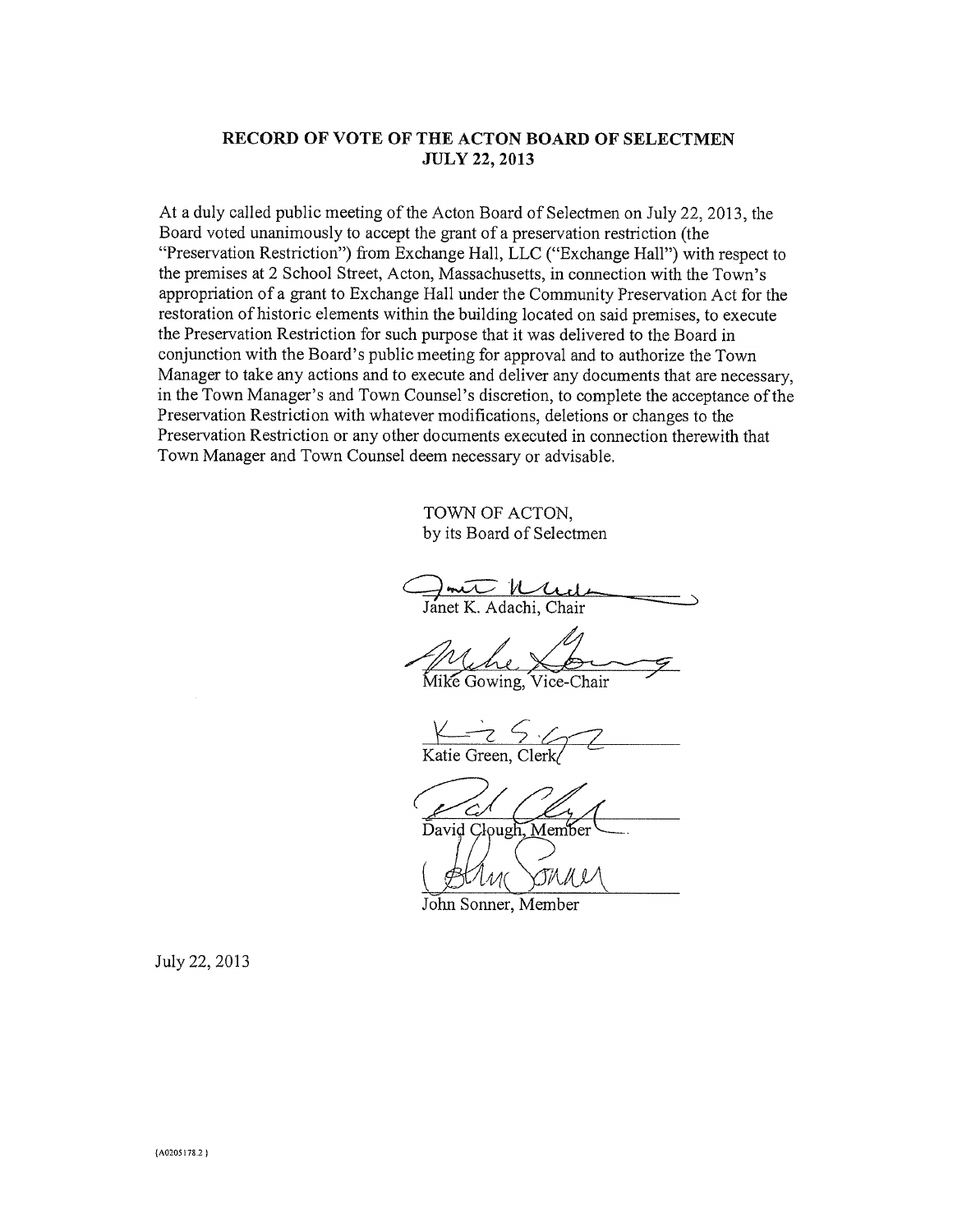**RECORD OF VOTE OF THE ACTON BOARD OF SELECTMEN**
**JULY 22, 2013**

At a duly called public meeting of the Acton Board of Selectmen on July 22, 2013, the Board voted unanimously to accept the grant of a preservation restriction (the "Preservation Restriction") from Exchange Hall, LLC ("Exchange Hall") with respect to the premises at 2 School Street, Acton, Massachusetts, in connection with the Town's appropriation of a grant to Exchange Hall under the Community Preservation Act for the restoration of historic elements within the building located on said premises, to execute the Preservation Restriction for such purpose that it was delivered to the Board in conjunction with the Board's public meeting for approval and to authorize the Town Manager to take any actions and to execute and deliver any documents that are necessary, in the Town Manager's and Town Counsel's discretion, to complete the acceptance of the Preservation Restriction with whatever modifications, deletions or changes to the Preservation Restriction or any other documents executed in connection therewith that Town Manager and Town Counsel deem necessary or advisable.

TOWN OF ACTON,
by its Board of Selectmen

Janet K. Adachi, Chair

Mike Gowing, Vice-Chair

Katie Green, Clerk

David Clough, Member

John Sonner, Member

July 22, 2013

{A0205178.2 }